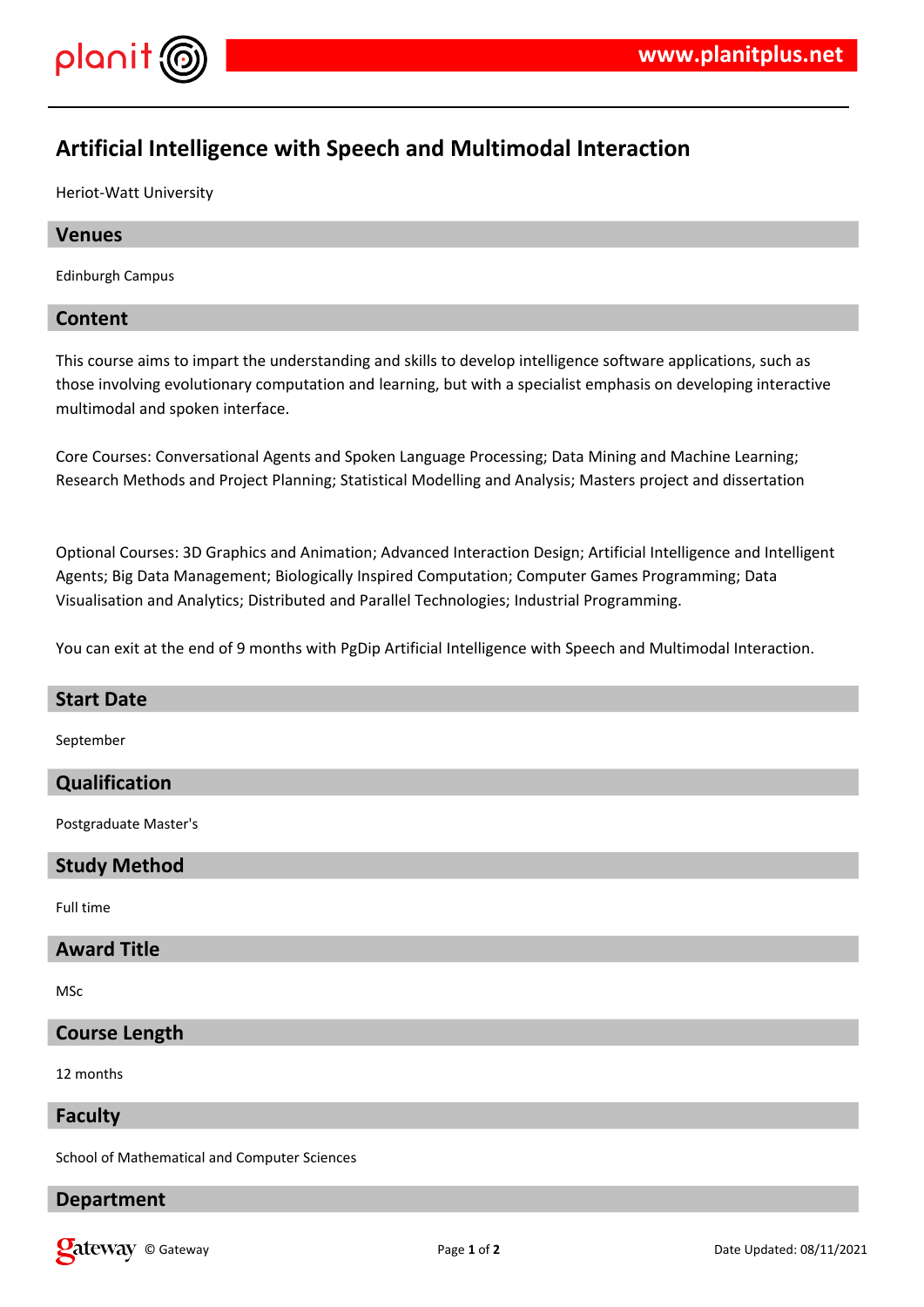# Artificial Intelligence with Speech and Multimodal Interaction

Heriot-Watt University

## Venues

Edinburgh Campus

## Content

This course aims to impart the understanding and skills to develop intelligence software applications, such as those involving evolutionary computation and learning, but with a specialist emphasis on developing interactive multimodal and spoken interface.

Core Courses: Conversational Agents and Spoken Language Processing; Data Mining and Machine Learning; Research Methods and Project Planning; Statistical Modelling and Analysis; Masters project and dissertation

Optional Courses: 3D Graphics and Animation; Advanced Interaction Design; Artificial Intelligence and Intelligent Agents; Big Data Management; Biologically Inspired Computation; Computer Games Programming; Data Visualisation and Analytics; Distributed and Parallel Technologies; Industrial Programming.

You can exit at the end of 9 months with PgDip Artificial Intelligence with Speech and Multimodal Interaction.

## Start Date

September

## Qualification

Postgraduate Master's

## Study Method

Full time

## Award Title

MSc

## Course Length

12 months

## Faculty

School of Mathematical and Computer Sciences

## Department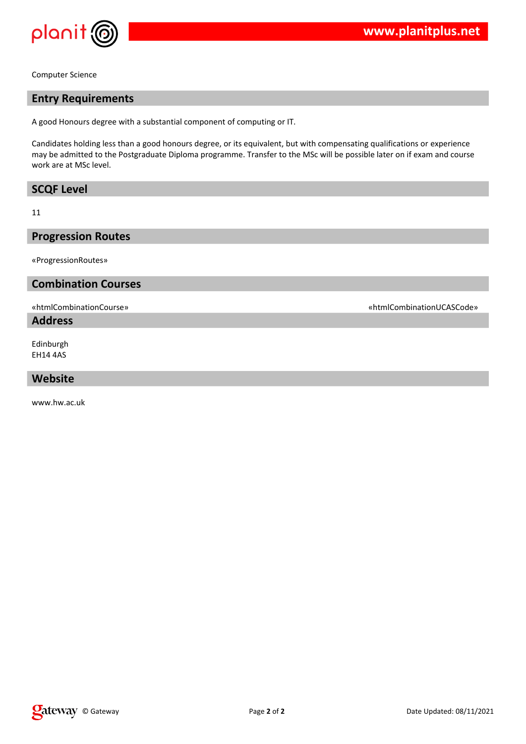Computer Science

## Entry Requirements

A good Honours degree with a substantial component of computing or IT.

Candidates holding less than a good honours degree, or its equivalent, but with compensating qualifications or experience may be admitted to the Postgraduate Diploma programme. Transfer to the MSc will be possible later on if exam and course work are at MSc level.

## SCQF Level

11

## Progression Routes

«ProgressionRoutes»

## Combination Courses

«htmlCombinationCourse» «htmlCombinationUCASCode»

## Address

Edinburgh
EH14 4AS

## Website

www.hw.ac.uk